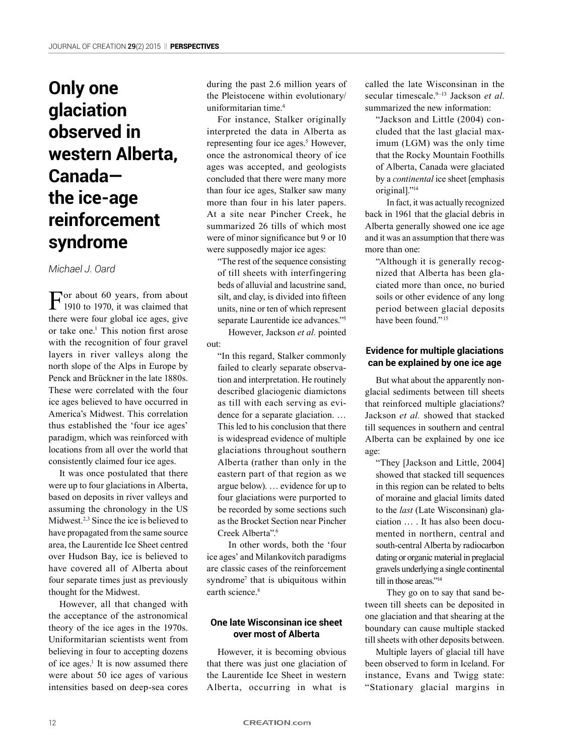# Only one glaciation observed in western Alberta, Canada—the ice-age reinforcement syndrome

*Michael J. Oard*

For about 60 years, from about 1910 to 1970, it was claimed that there were four global ice ages, give or take one.[1] This notion first arose with the recognition of four gravel layers in river valleys along the north slope of the Alps in Europe by Penck and Brückner in the late 1880s. These were correlated with the four ice ages believed to have occurred in America's Midwest. This correlation thus established the 'four ice ages' paradigm, which was reinforced with locations from all over the world that consistently claimed four ice ages.

It was once postulated that there were up to four glaciations in Alberta, based on deposits in river valleys and assuming the chronology in the US Midwest.[2,3] Since the ice is believed to have propagated from the same source area, the Laurentide Ice Sheet centred over Hudson Bay, ice is believed to have covered all of Alberta about four separate times just as previously thought for the Midwest.

However, all that changed with the acceptance of the astronomical theory of the ice ages in the 1970s. Uniformitarian scientists went from believing in four to accepting dozens of ice ages.[1] It is now assumed there were about 50 ice ages of various intensities based on deep-sea cores during the past 2.6 million years of the Pleistocene within evolutionary/uniformitarian time.[4]

For instance, Stalker originally interpreted the data in Alberta as representing four ice ages.[5] However, once the astronomical theory of ice ages was accepted, and geologists concluded that there were many more than four ice ages, Stalker saw many more than four in his later papers. At a site near Pincher Creek, he summarized 26 tills of which most were of minor significance but 9 or 10 were supposedly major ice ages:

> "The rest of the sequence consisting of till sheets with interfingering beds of alluvial and lacustrine sand, silt, and clay, is divided into fifteen units, nine or ten of which represent separate Laurentide ice advances."[5]

However, Jackson *et al.* pointed out:

> "In this regard, Stalker commonly failed to clearly separate observation and interpretation. He routinely described glaciogenic diamictons as till with each serving as evidence for a separate glaciation. … This led to his conclusion that there is widespread evidence of multiple glaciations throughout southern Alberta (rather than only in the eastern part of that region as we argue below). … evidence for up to four glaciations were purported to be recorded by some sections such as the Brocket Section near Pincher Creek Alberta".[6]

In other words, both the 'four ice ages' and Milankovitch paradigms are classic cases of the reinforcement syndrome[7] that is ubiquitous within earth science.[8]

## One late Wisconsinan ice sheet over most of Alberta

However, it is becoming obvious that there was just one glaciation of the Laurentide Ice Sheet in western Alberta, occurring in what is called the late Wisconsinan in the secular timescale.[9–13] Jackson *et al.* summarized the new information:

> "Jackson and Little (2004) concluded that the last glacial maximum (LGM) was the only time that the Rocky Mountain Foothills of Alberta, Canada were glaciated by a *continental* ice sheet [emphasis original]."[14]

In fact, it was actually recognized back in 1961 that the glacial debris in Alberta generally showed one ice age and it was an assumption that there was more than one:

> "Although it is generally recognized that Alberta has been glaciated more than once, no buried soils or other evidence of any long period between glacial deposits have been found."[15]

## Evidence for multiple glaciations can be explained by one ice age

But what about the apparently non-glacial sediments between till sheets that reinforced multiple glaciations? Jackson *et al.* showed that stacked till sequences in southern and central Alberta can be explained by one ice age:

> "They [Jackson and Little, 2004] showed that stacked till sequences in this region can be related to belts of moraine and glacial limits dated to the *last* (Late Wisconsinan) glaciation … . It has also been documented in northern, central and south-central Alberta by radiocarbon dating or organic material in preglacial gravels underlying a single continental till in those areas."[14]

They go on to say that sand between till sheets can be deposited in one glaciation and that shearing at the boundary can cause multiple stacked till sheets with other deposits between.

Multiple layers of glacial till have been observed to form in Iceland. For instance, Evans and Twigg state: "Stationary glacial margins in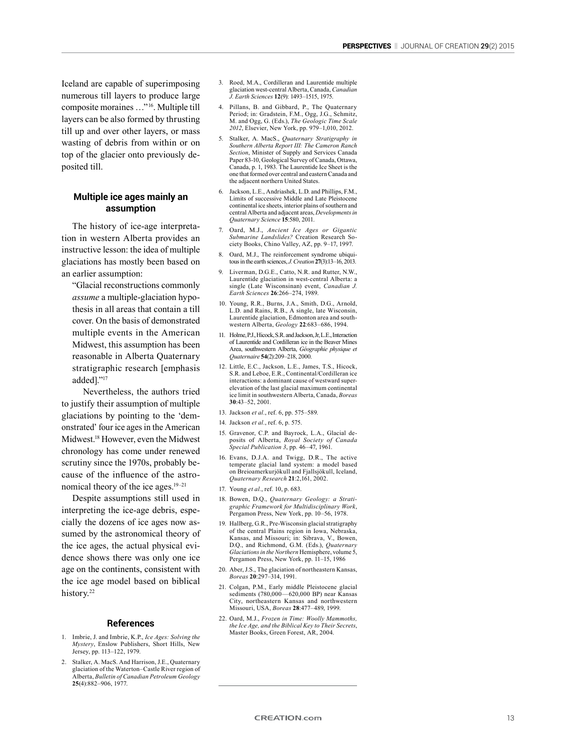Iceland are capable of superimposing numerous till layers to produce large composite moraines …"[16]. Multiple till layers can be also formed by thrusting till up and over other layers, or mass wasting of debris from within or on top of the glacier onto previously deposited till.

## Multiple ice ages mainly an assumption

The history of ice-age interpretation in western Alberta provides an instructive lesson: the idea of multiple glaciations has mostly been based on an earlier assumption:

> "Glacial reconstructions commonly *assume* a multiple-glaciation hypothesis in all areas that contain a till cover. On the basis of demonstrated multiple events in the American Midwest, this assumption has been reasonable in Alberta Quaternary stratigraphic research [emphasis added]."[17]

Nevertheless, the authors tried to justify their assumption of multiple glaciations by pointing to the 'demonstrated' four ice ages in the American Midwest.[18] However, even the Midwest chronology has come under renewed scrutiny since the 1970s, probably because of the influence of the astronomical theory of the ice ages.[19–21]

Despite assumptions still used in interpreting the ice-age debris, especially the dozens of ice ages now assumed by the astronomical theory of the ice ages, the actual physical evidence shows there was only one ice age on the continents, consistent with the ice age model based on biblical history.[22]

## References

1. Imbrie, J. and Imbrie, K.P., *Ice Ages: Solving the Mystery*, Enslow Publishers, Short Hills, New Jersey, pp. 113–122, 1979.
2. Stalker, A. MacS. And Harrison, J.E., Quaternary glaciation of the Waterton–Castle River region of Alberta, *Bulletin of Canadian Petroleum Geology* **25**(4):882–906, 1977.
3. Roed, M.A., Cordilleran and Laurentide multiple glaciation west-central Alberta, Canada, *Canadian J. Earth Sciences* **12**(9): 1493–1515, 1975.
4. Pillans, B. and Gibbard, P., The Quaternary Period; in: Gradstein, F.M., Ogg, J.G., Schmitz, M. and Ogg, G. (Eds.), *The Geologic Time Scale 2012*, Elsevier, New York, pp. 979–1,010, 2012.
5. Stalker, A. MacS., *Quaternary Stratigraphy in Southern Alberta Report III: The Cameron Ranch Section*, Minister of Supply and Services Canada Paper 83-10, Geological Survey of Canada, Ottawa, Canada, p. 1, 1983. The Laurentide Ice Sheet is the one that formed over central and eastern Canada and the adjacent northern United States.
6. Jackson, L.E., Andriashek, L.D. and Phillips, F.M., Limits of successive Middle and Late Pleistocene continental ice sheets, interior plains of southern and central Alberta and adjacent areas, *Developments in Quaternary Science* **15**:580, 2011.
7. Oard, M.J., *Ancient Ice Ages or Gigantic Submarine Landslides?* Creation Research Society Books, Chino Valley, AZ, pp. 9–17, 1997.
8. Oard, M.J., The reinforcement syndrome ubiquitous in the earth sciences, *J. Creation* **27**(3):13–16, 2013.
9. Liverman, D.G.E., Catto, N.R. and Rutter, N.W., Laurentide glaciation in west-central Alberta: a single (Late Wisconsinan) event, *Canadian J. Earth Sciences* **26**:266–274, 1989.
10. Young, R.R., Burns, J.A., Smith, D.G., Arnold, L.D. and Rains, R.B., A single, late Wisconsin, Laurentide glaciation, Edmonton area and southwestern Alberta, *Geology* **22**:683–686, 1994.
11. Holme, P.J., Hicock, S.R. and Jackson, Jr, L.E., Interaction of Laurentide and Cordilleran ice in the Beaver Mines Area, southwestern Alberta, *Géographie physique et Quaternaire* **54**(2):209–218, 2000.
12. Little, E.C., Jackson, L.E., James, T.S., Hicock, S.R. and Leboe, E.R., Continental/Cordilleran ice interactions: a dominant cause of westward superelevation of the last glacial maximum continental ice limit in southwestern Alberta, Canada, *Boreas* **30**:43–52, 2001.
13. Jackson *et al.*, ref. 6, pp. 575–589.
14. Jackson *et al.*, ref. 6, p. 575.
15. Gravenor, C.P. and Bayrock, L.A., Glacial deposits of Alberta, *Royal Society of Canada Special Publication 3*, pp. 46–47, 1961.
16. Evans, D.J.A. and Twigg, D.R., The active temperate glacial land system: a model based on Breioamerkurjökull and Fjallsjökull, Iceland, *Quaternary Research* **21**:2,161, 2002.
17. Young *et al.*, ref. 10, p. 683.
18. Bowen, D.Q., *Quaternary Geology: a Stratigraphic Framework for Multidisciplinary Work*, Pergamon Press, New York, pp. 10–56, 1978.
19. Hallberg, G.R., Pre-Wisconsin glacial stratigraphy of the central Plains region in Iowa, Nebraska, Kansas, and Missouri; in: Sibrava, V., Bowen, D.Q., and Richmond, G.M. (Eds.), *Quaternary Glaciations in the Northern* Hemisphere, volume 5, Pergamon Press, New York, pp. 11–15, 1986
20. Aber, J.S., The glaciation of northeastern Kansas, *Boreas* **20**:297–314, 1991.
21. Colgan, P.M., Early middle Pleistocene glacial sediments (780,000—620,000 BP) near Kansas City, northeastern Kansas and northwestern Missouri, USA, *Boreas* **28**:477–489, 1999.
22. Oard, M.J., *Frozen in Time: Woolly Mammoths, the Ice Age, and the Biblical Key to Their Secrets*, Master Books, Green Forest, AR, 2004.